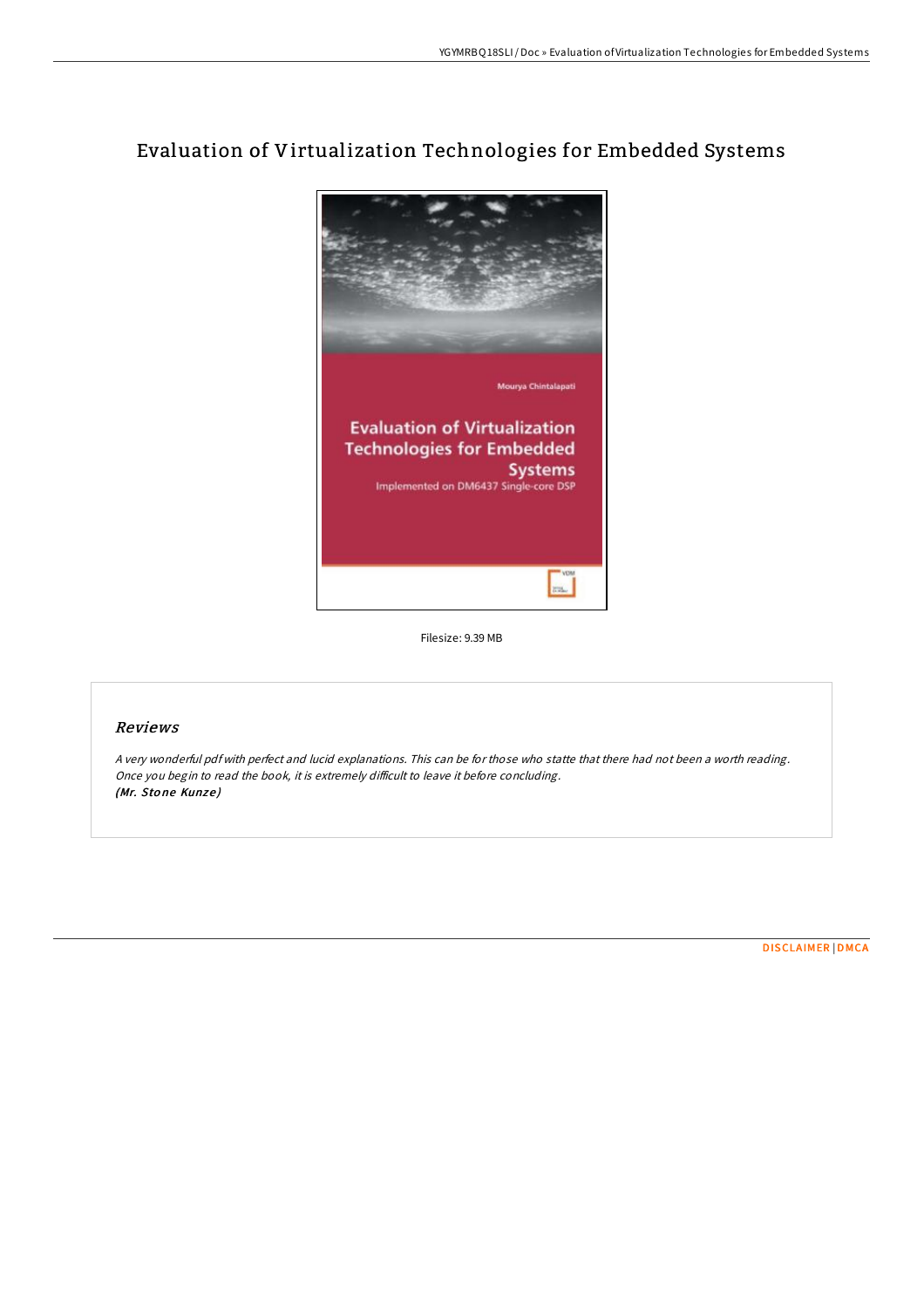# Evaluation of Virtualization Technologies for Embedded Systems

Filesize: 9.39 MB

## *Reviews*

*A very wonderful pdf with perfect and lucid explanations. This can be for those who statte that there had not been a worth reading. Once you begin to read the book, it is extremely difficult to leave it before concluding.*
***(Mr. Stone Kunze)***

DISCLAIMER | DMCA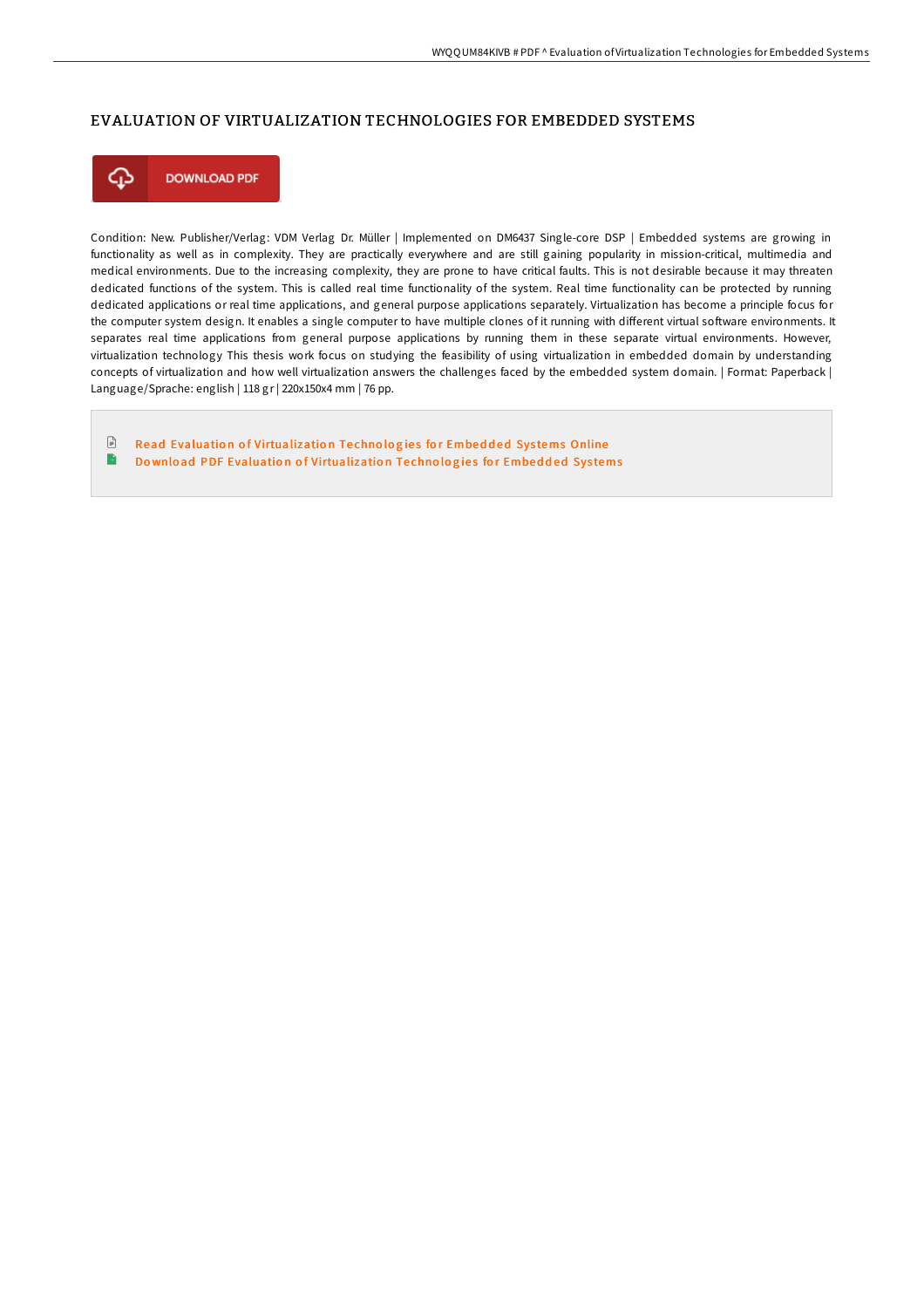# EVALUATION OF VIRTUALIZATION TECHNOLOGIES FOR EMBEDDED SYSTEMS

DOWNLOAD PDF

Condition: New. Publisher/Verlag: VDM Verlag Dr. Müller | Implemented on DM6437 Single-core DSP | Embedded systems are growing in functionality as well as in complexity. They are practically everywhere and are still gaining popularity in mission-critical, multimedia and medical environments. Due to the increasing complexity, they are prone to have critical faults. This is not desirable because it may threaten dedicated functions of the system. This is called real time functionality of the system. Real time functionality can be protected by running dedicated applications or real time applications, and general purpose applications separately. Virtualization has become a principle focus for the computer system design. It enables a single computer to have multiple clones of it running with different virtual software environments. It separates real time applications from general purpose applications by running them in these separate virtual environments. However, virtualization technology This thesis work focus on studying the feasibility of using virtualization in embedded domain by understanding concepts of virtualization and how well virtualization answers the challenges faced by the embedded system domain. | Format: Paperback | Language/Sprache: english | 118 gr | 220x150x4 mm | 76 pp.

Read Evaluation of Virtualization Technologies for Embedded Systems Online

Download PDF Evaluation of Virtualization Technologies for Embedded Systems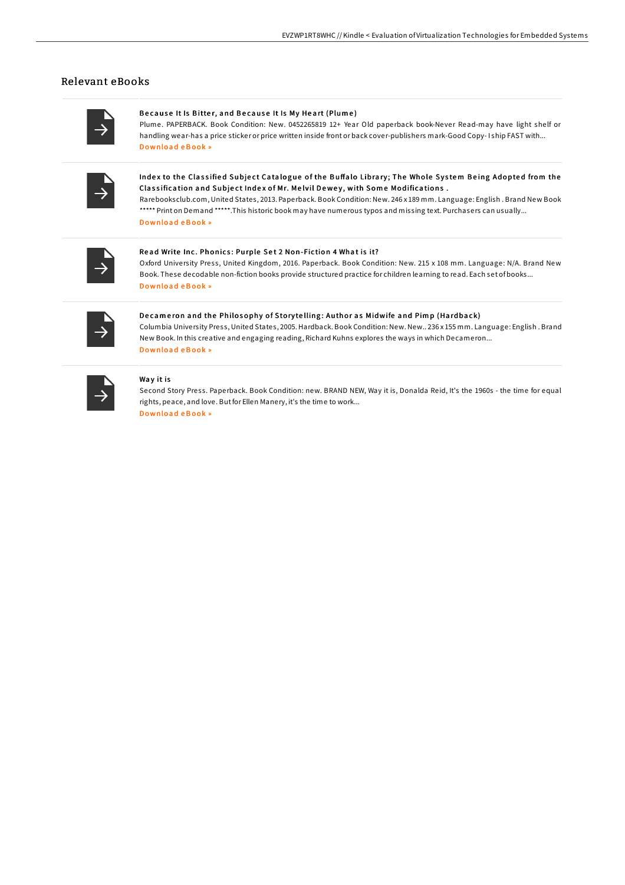## Relevant eBooks

**Because It Is Bitter, and Because It Is My Heart (Plume)**

Plume. PAPERBACK. Book Condition: New. 0452265819 12+ Year Old paperback book-Never Read-may have light shelf or handling wear-has a price sticker or price written inside front or back cover-publishers mark-Good Copy- I ship FAST with...

Download eBook »

**Index to the Classified Subject Catalogue of the Buffalo Library; The Whole System Being Adopted from the Classification and Subject Index of Mr. Melvil Dewey, with Some Modifications .**

Rarebooksclub.com, United States, 2013. Paperback. Book Condition: New. 246 x 189 mm. Language: English . Brand New Book ***** Print on Demand *****.This historic book may have numerous typos and missing text. Purchasers can usually...

Download eBook »

**Read Write Inc. Phonics: Purple Set 2 Non-Fiction 4 What is it?**

Oxford University Press, United Kingdom, 2016. Paperback. Book Condition: New. 215 x 108 mm. Language: N/A. Brand New Book. These decodable non-fiction books provide structured practice for children learning to read. Each set of books...

Download eBook »

**Decameron and the Philosophy of Storytelling: Author as Midwife and Pimp (Hardback)**

Columbia University Press, United States, 2005. Hardback. Book Condition: New. New.. 236 x 155 mm. Language: English . Brand New Book. In this creative and engaging reading, Richard Kuhns explores the ways in which Decameron...

Download eBook »

**Way it is**

Second Story Press. Paperback. Book Condition: new. BRAND NEW, Way it is, Donalda Reid, It's the 1960s - the time for equal rights, peace, and love. But for Ellen Manery, it's the time to work...

Download eBook »